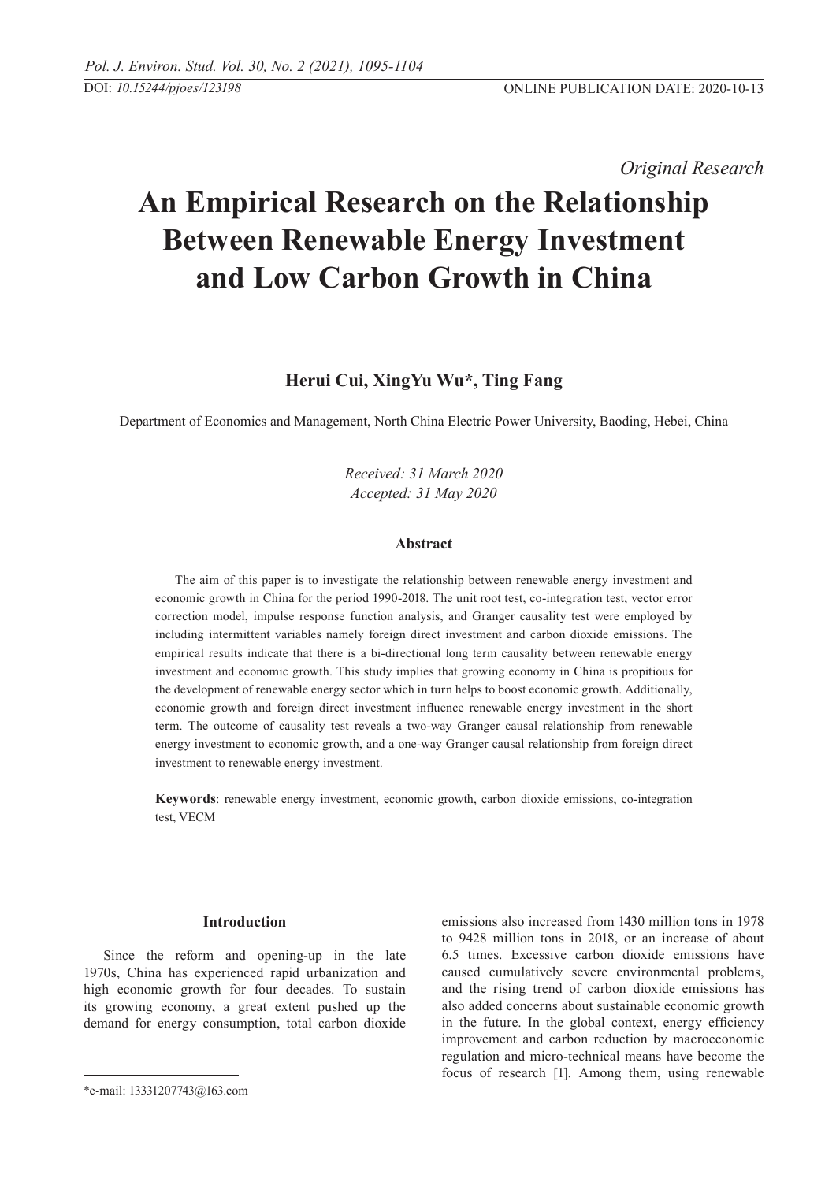*Original Research*

# An Empirical Research on the Relationship Between Renewable Energy Investment and Low Carbon Growth in China

**Herui Cui, XingYu Wu*, Ting Fang**

Department of Economics and Management, North China Electric Power University, Baoding, Hebei, China

*Received: 31 March 2020*
*Accepted: 31 May 2020*

### Abstract

The aim of this paper is to investigate the relationship between renewable energy investment and economic growth in China for the period 1990-2018. The unit root test, co-integration test, vector error correction model, impulse response function analysis, and Granger causality test were employed by including intermittent variables namely foreign direct investment and carbon dioxide emissions. The empirical results indicate that there is a bi-directional long term causality between renewable energy investment and economic growth. This study implies that growing economy in China is propitious for the development of renewable energy sector which in turn helps to boost economic growth. Additionally, economic growth and foreign direct investment influence renewable energy investment in the short term. The outcome of causality test reveals a two-way Granger causal relationship from renewable energy investment to economic growth, and a one-way Granger causal relationship from foreign direct investment to renewable energy investment.

**Keywords**: renewable energy investment, economic growth, carbon dioxide emissions, co-integration test, VECM

## Introduction

Since the reform and opening-up in the late 1970s, China has experienced rapid urbanization and high economic growth for four decades. To sustain its growing economy, a great extent pushed up the demand for energy consumption, total carbon dioxide emissions also increased from 1430 million tons in 1978 to 9428 million tons in 2018, or an increase of about 6.5 times. Excessive carbon dioxide emissions have caused cumulatively severe environmental problems, and the rising trend of carbon dioxide emissions has also added concerns about sustainable economic growth in the future. In the global context, energy efficiency improvement and carbon reduction by macroeconomic regulation and micro-technical means have become the focus of research [1]. Among them, using renewable

*e-mail: 13331207743@163.com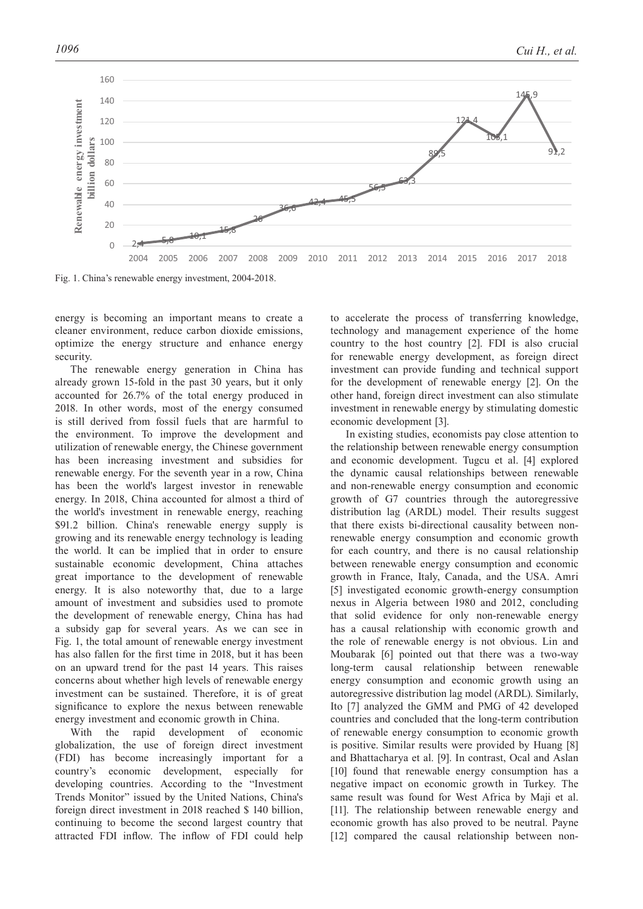Fig. 1. China's renewable energy investment, 2004-2018.

energy is becoming an important means to create a cleaner environment, reduce carbon dioxide emissions, optimize the energy structure and enhance energy security.

The renewable energy generation in China has already grown 15-fold in the past 30 years, but it only accounted for 26.7% of the total energy produced in 2018. In other words, most of the energy consumed is still derived from fossil fuels that are harmful to the environment. To improve the development and utilization of renewable energy, the Chinese government has been increasing investment and subsidies for renewable energy. For the seventh year in a row, China has been the world's largest investor in renewable energy. In 2018, China accounted for almost a third of the world's investment in renewable energy, reaching $91.2 billion. China's renewable energy supply is growing and its renewable energy technology is leading the world. It can be implied that in order to ensure sustainable economic development, China attaches great importance to the development of renewable energy. It is also noteworthy that, due to a large amount of investment and subsidies used to promote the development of renewable energy, China has had a subsidy gap for several years. As we can see in Fig. 1, the total amount of renewable energy investment has also fallen for the first time in 2018, but it has been on an upward trend for the past 14 years. This raises concerns about whether high levels of renewable energy investment can be sustained. Therefore, it is of great significance to explore the nexus between renewable energy investment and economic growth in China.

With the rapid development of economic globalization, the use of foreign direct investment (FDI) has become increasingly important for a country's economic development, especially for developing countries. According to the "Investment Trends Monitor" issued by the United Nations, China's foreign direct investment in 2018 reached $ 140 billion, continuing to become the second largest country that attracted FDI inflow. The inflow of FDI could help to accelerate the process of transferring knowledge, technology and management experience of the home country to the host country [2]. FDI is also crucial for renewable energy development, as foreign direct investment can provide funding and technical support for the development of renewable energy [2]. On the other hand, foreign direct investment can also stimulate investment in renewable energy by stimulating domestic economic development [3].

In existing studies, economists pay close attention to the relationship between renewable energy consumption and economic development. Tugcu et al. [4] explored the dynamic causal relationships between renewable and non-renewable energy consumption and economic growth of G7 countries through the autoregressive distribution lag (ARDL) model. Their results suggest that there exists bi-directional causality between non-renewable energy consumption and economic growth for each country, and there is no causal relationship between renewable energy consumption and economic growth in France, Italy, Canada, and the USA. Amri [5] investigated economic growth-energy consumption nexus in Algeria between 1980 and 2012, concluding that solid evidence for only non-renewable energy has a causal relationship with economic growth and the role of renewable energy is not obvious. Lin and Moubarak [6] pointed out that there was a two-way long-term causal relationship between renewable energy consumption and economic growth using an autoregressive distribution lag model (ARDL). Similarly, Ito [7] analyzed the GMM and PMG of 42 developed countries and concluded that the long-term contribution of renewable energy consumption to economic growth is positive. Similar results were provided by Huang [8] and Bhattacharya et al. [9]. In contrast, Ocal and Aslan [10] found that renewable energy consumption has a negative impact on economic growth in Turkey. The same result was found for West Africa by Maji et al. [11]. The relationship between renewable energy and economic growth has also proved to be neutral. Payne [12] compared the causal relationship between non-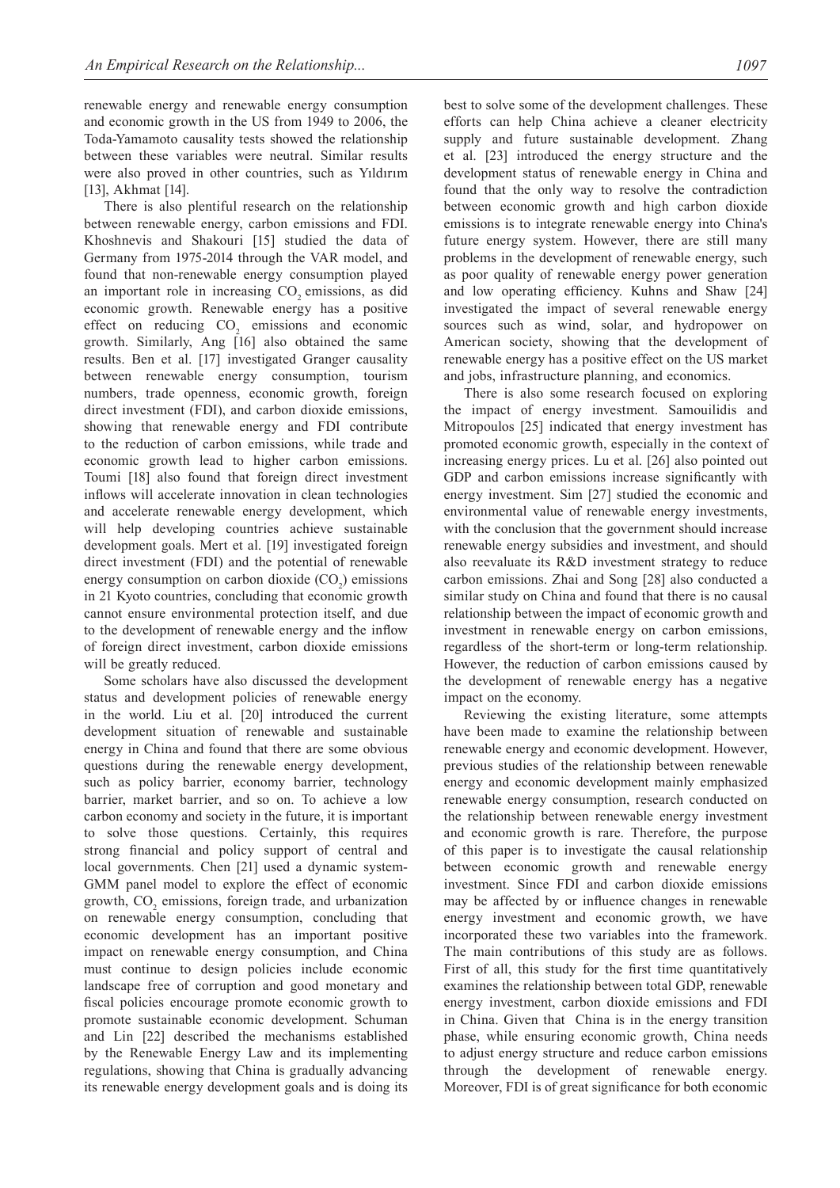renewable energy and renewable energy consumption and economic growth in the US from 1949 to 2006, the Toda-Yamamoto causality tests showed the relationship between these variables were neutral. Similar results were also proved in other countries, such as Yıldırım [13], Akhmat [14].

There is also plentiful research on the relationship between renewable energy, carbon emissions and FDI. Khoshnevis and Shakouri [15] studied the data of Germany from 1975-2014 through the VAR model, and found that non-renewable energy consumption played an important role in increasing $CO_2$ emissions, as did economic growth. Renewable energy has a positive effect on reducing $CO_2$ emissions and economic growth. Similarly, Ang [16] also obtained the same results. Ben et al. [17] investigated Granger causality between renewable energy consumption, tourism numbers, trade openness, economic growth, foreign direct investment (FDI), and carbon dioxide emissions, showing that renewable energy and FDI contribute to the reduction of carbon emissions, while trade and economic growth lead to higher carbon emissions. Toumi [18] also found that foreign direct investment inflows will accelerate innovation in clean technologies and accelerate renewable energy development, which will help developing countries achieve sustainable development goals. Mert et al. [19] investigated foreign direct investment (FDI) and the potential of renewable energy consumption on carbon dioxide ($CO_2$) emissions in 21 Kyoto countries, concluding that economic growth cannot ensure environmental protection itself, and due to the development of renewable energy and the inflow of foreign direct investment, carbon dioxide emissions will be greatly reduced.

Some scholars have also discussed the development status and development policies of renewable energy in the world. Liu et al. [20] introduced the current development situation of renewable and sustainable energy in China and found that there are some obvious questions during the renewable energy development, such as policy barrier, economy barrier, technology barrier, market barrier, and so on. To achieve a low carbon economy and society in the future, it is important to solve those questions. Certainly, this requires strong financial and policy support of central and local governments. Chen [21] used a dynamic system-GMM panel model to explore the effect of economic growth, $CO_2$ emissions, foreign trade, and urbanization on renewable energy consumption, concluding that economic development has an important positive impact on renewable energy consumption, and China must continue to design policies include economic landscape free of corruption and good monetary and fiscal policies encourage promote economic growth to promote sustainable economic development. Schuman and Lin [22] described the mechanisms established by the Renewable Energy Law and its implementing regulations, showing that China is gradually advancing its renewable energy development goals and is doing its best to solve some of the development challenges. These efforts can help China achieve a cleaner electricity supply and future sustainable development. Zhang et al. [23] introduced the energy structure and the development status of renewable energy in China and found that the only way to resolve the contradiction between economic growth and high carbon dioxide emissions is to integrate renewable energy into China's future energy system. However, there are still many problems in the development of renewable energy, such as poor quality of renewable energy power generation and low operating efficiency. Kuhns and Shaw [24] investigated the impact of several renewable energy sources such as wind, solar, and hydropower on American society, showing that the development of renewable energy has a positive effect on the US market and jobs, infrastructure planning, and economics.

There is also some research focused on exploring the impact of energy investment. Samouilidis and Mitropoulos [25] indicated that energy investment has promoted economic growth, especially in the context of increasing energy prices. Lu et al. [26] also pointed out GDP and carbon emissions increase significantly with energy investment. Sim [27] studied the economic and environmental value of renewable energy investments, with the conclusion that the government should increase renewable energy subsidies and investment, and should also reevaluate its R&D investment strategy to reduce carbon emissions. Zhai and Song [28] also conducted a similar study on China and found that there is no causal relationship between the impact of economic growth and investment in renewable energy on carbon emissions, regardless of the short-term or long-term relationship. However, the reduction of carbon emissions caused by the development of renewable energy has a negative impact on the economy.

Reviewing the existing literature, some attempts have been made to examine the relationship between renewable energy and economic development. However, previous studies of the relationship between renewable energy and economic development mainly emphasized renewable energy consumption, research conducted on the relationship between renewable energy investment and economic growth is rare. Therefore, the purpose of this paper is to investigate the causal relationship between economic growth and renewable energy investment. Since FDI and carbon dioxide emissions may be affected by or influence changes in renewable energy investment and economic growth, we have incorporated these two variables into the framework. The main contributions of this study are as follows. First of all, this study for the first time quantitatively examines the relationship between total GDP, renewable energy investment, carbon dioxide emissions and FDI in China. Given that China is in the energy transition phase, while ensuring economic growth, China needs to adjust energy structure and reduce carbon emissions through the development of renewable energy. Moreover, FDI is of great significance for both economic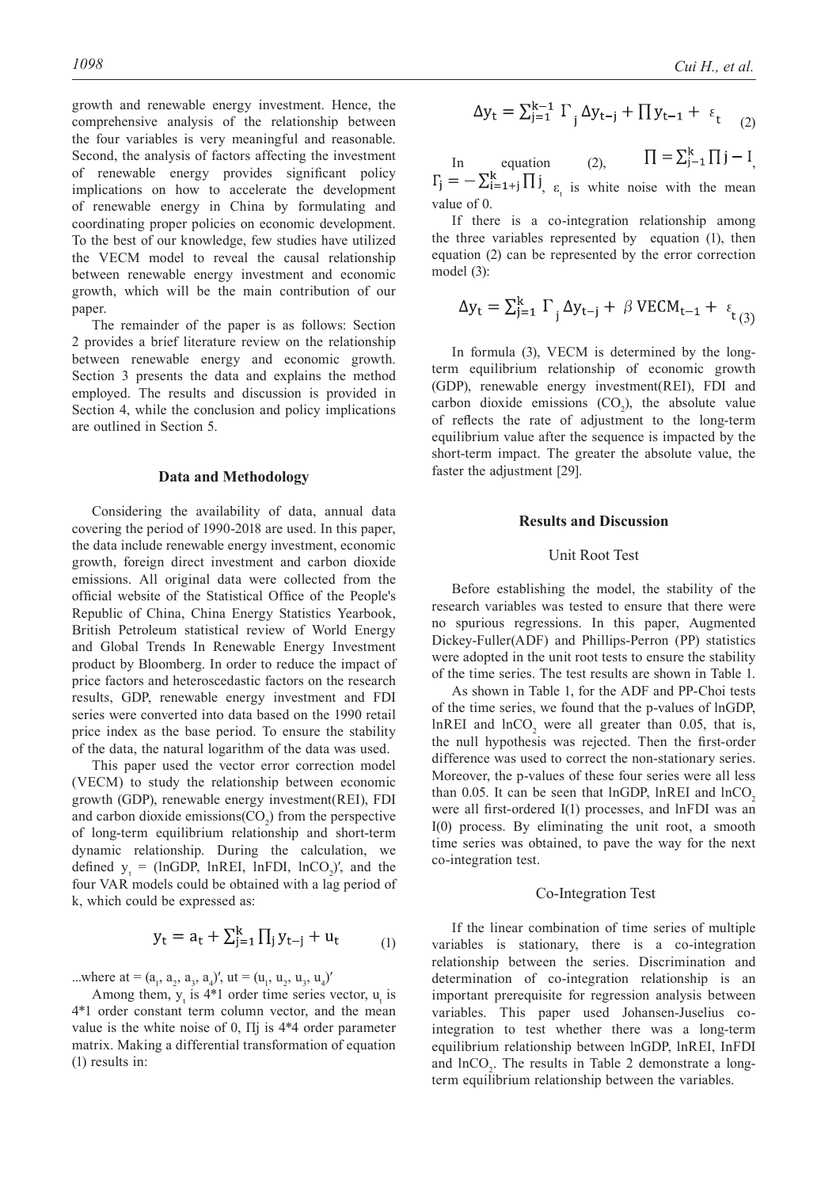growth and renewable energy investment. Hence, the comprehensive analysis of the relationship between the four variables is very meaningful and reasonable. Second, the analysis of factors affecting the investment of renewable energy provides significant policy implications on how to accelerate the development of renewable energy in China by formulating and coordinating proper policies on economic development. To the best of our knowledge, few studies have utilized the VECM model to reveal the causal relationship between renewable energy investment and economic growth, which will be the main contribution of our paper.

The remainder of the paper is as follows: Section 2 provides a brief literature review on the relationship between renewable energy and economic growth. Section 3 presents the data and explains the method employed. The results and discussion is provided in Section 4, while the conclusion and policy implications are outlined in Section 5.

## Data and Methodology

Considering the availability of data, annual data covering the period of 1990-2018 are used. In this paper, the data include renewable energy investment, economic growth, foreign direct investment and carbon dioxide emissions. All original data were collected from the official website of the Statistical Office of the People's Republic of China, China Energy Statistics Yearbook, British Petroleum statistical review of World Energy and Global Trends In Renewable Energy Investment product by Bloomberg. In order to reduce the impact of price factors and heteroscedastic factors on the research results, GDP, renewable energy investment and FDI series were converted into data based on the 1990 retail price index as the base period. To ensure the stability of the data, the natural logarithm of the data was used.

This paper used the vector error correction model (VECM) to study the relationship between economic growth (GDP), renewable energy investment(REI), FDI and carbon dioxide emissions($CO_2$) from the perspective of long-term equilibrium relationship and short-term dynamic relationship. During the calculation, we defined $y_t$ = (lnGDP, lnREI, lnFDI, ln$CO_2$)′, and the four VAR models could be obtained with a lag period of k, which could be expressed as:

$$y_t = a_t + \sum_{j=1}^{k} \prod_j y_{t-j} + u_t \tag{1}$$

...where at = $(a_1, a_2, a_3, a_4)'$, ut = $(u_1, u_2, u_3, u_4)'$

Among them, $y_t$ is 4*1 order time series vector, $u_t$ is 4*1 order constant term column vector, and the mean value is the white noise of 0, Πj is 4*4 order parameter matrix. Making a differential transformation of equation (1) results in:

$$\Delta y_t = \sum_{j=1}^{k-1} \Gamma_j \Delta y_{t-j} + \prod y_{t-1} + \varepsilon_t \tag{2}$$

In equation (2), $\prod = \sum_{j-1}^{k} \prod j - I$, $\Gamma_j = -\sum_{i=1+j}^{k} \prod j$, $\varepsilon_t$ is white noise with the mean value of 0.

If there is a co-integration relationship among the three variables represented by equation (1), then equation (2) can be represented by the error correction model (3):

$$\Delta y_t = \sum_{j=1}^{k} \Gamma_j \Delta y_{t-j} + \beta \, VECM_{t-1} + \varepsilon_t \tag{3}$$

In formula (3), VECM is determined by the long-term equilibrium relationship of economic growth (GDP), renewable energy investment(REI), FDI and carbon dioxide emissions ($CO_2$), the absolute value of reflects the rate of adjustment to the long-term equilibrium value after the sequence is impacted by the short-term impact. The greater the absolute value, the faster the adjustment [29].

## Results and Discussion

### Unit Root Test

Before establishing the model, the stability of the research variables was tested to ensure that there were no spurious regressions. In this paper, Augmented Dickey-Fuller(ADF) and Phillips-Perron (PP) statistics were adopted in the unit root tests to ensure the stability of the time series. The test results are shown in Table 1.

As shown in Table 1, for the ADF and PP-Choi tests of the time series, we found that the p-values of lnGDP, lnREI and ln$CO_2$ were all greater than 0.05, that is, the null hypothesis was rejected. Then the first-order difference was used to correct the non-stationary series. Moreover, the p-values of these four series were all less than 0.05. It can be seen that lnGDP, lnREI and ln$CO_2$ were all first-ordered I(1) processes, and lnFDI was an I(0) process. By eliminating the unit root, a smooth time series was obtained, to pave the way for the next co-integration test.

### Co-Integration Test

If the linear combination of time series of multiple variables is stationary, there is a co-integration relationship between the series. Discrimination and determination of co-integration relationship is an important prerequisite for regression analysis between variables. This paper used Johansen-Juselius co-integration to test whether there was a long-term equilibrium relationship between lnGDP, lnREI, InFDI and ln$CO_2$. The results in Table 2 demonstrate a long-term equilibrium relationship between the variables.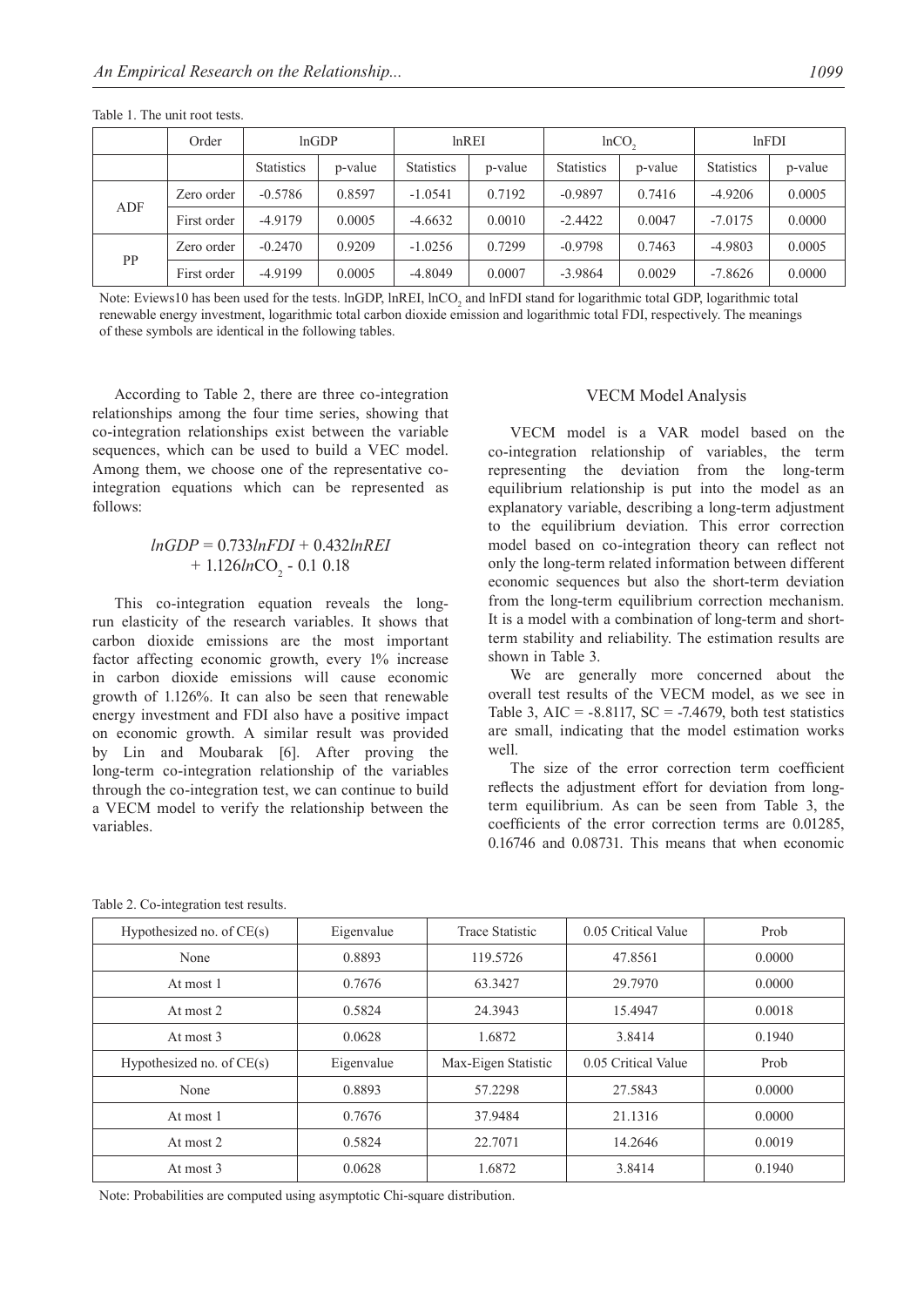Table 1. The unit root tests.

| | Order | lnGDP | | lnREI | | $lnCO_2$ | | lnFDI | |
|---|---|---|---|---|---|---|---|---|---|
| | | Statistics | p-value | Statistics | p-value | Statistics | p-value | Statistics | p-value |
| ADF | Zero order | -0.5786 | 0.8597 | -1.0541 | 0.7192 | -0.9897 | 0.7416 | -4.9206 | 0.0005 |
| | First order | -4.9179 | 0.0005 | -4.6632 | 0.0010 | -2.4422 | 0.0047 | -7.0175 | 0.0000 |
| PP | Zero order | -0.2470 | 0.9209 | -1.0256 | 0.7299 | -0.9798 | 0.7463 | -4.9803 | 0.0005 |
| | First order | -4.9199 | 0.0005 | -4.8049 | 0.0007 | -3.9864 | 0.0029 | -7.8626 | 0.0000 |

Note: Eviews10 has been used for the tests. lnGDP, lnREI, $lnCO_2$ and lnFDI stand for logarithmic total GDP, logarithmic total renewable energy investment, logarithmic total carbon dioxide emission and logarithmic total FDI, respectively. The meanings of these symbols are identical in the following tables.

According to Table 2, there are three co-integration relationships among the four time series, showing that co-integration relationships exist between the variable sequences, which can be used to build a VEC model. Among them, we choose one of the representative co-integration equations which can be represented as follows:

$$lnGDP = 0.733lnFDI + 0.432lnREI + 1.126lnCO_2 - 0.1\ 0.18$$

This co-integration equation reveals the long-run elasticity of the research variables. It shows that carbon dioxide emissions are the most important factor affecting economic growth, every 1% increase in carbon dioxide emissions will cause economic growth of 1.126%. It can also be seen that renewable energy investment and FDI also have a positive impact on economic growth. A similar result was provided by Lin and Moubarak [6]. After proving the long-term co-integration relationship of the variables through the co-integration test, we can continue to build a VECM model to verify the relationship between the variables.

## VECM Model Analysis

VECM model is a VAR model based on the co-integration relationship of variables, the term representing the deviation from the long-term equilibrium relationship is put into the model as an explanatory variable, describing a long-term adjustment to the equilibrium deviation. This error correction model based on co-integration theory can reflect not only the long-term related information between different economic sequences but also the short-term deviation from the long-term equilibrium correction mechanism. It is a model with a combination of long-term and short-term stability and reliability. The estimation results are shown in Table 3.

We are generally more concerned about the overall test results of the VECM model, as we see in Table 3, AIC = -8.8117, SC = -7.4679, both test statistics are small, indicating that the model estimation works well.

The size of the error correction term coefficient reflects the adjustment effort for deviation from long-term equilibrium. As can be seen from Table 3, the coefficients of the error correction terms are 0.01285, 0.16746 and 0.08731. This means that when economic

Table 2. Co-integration test results.

| Hypothesized no. of CE(s) | Eigenvalue | Trace Statistic | 0.05 Critical Value | Prob |
|---|---|---|---|---|
| None | 0.8893 | 119.5726 | 47.8561 | 0.0000 |
| At most 1 | 0.7676 | 63.3427 | 29.7970 | 0.0000 |
| At most 2 | 0.5824 | 24.3943 | 15.4947 | 0.0018 |
| At most 3 | 0.0628 | 1.6872 | 3.8414 | 0.1940 |
| Hypothesized no. of CE(s) | Eigenvalue | Max-Eigen Statistic | 0.05 Critical Value | Prob |
| None | 0.8893 | 57.2298 | 27.5843 | 0.0000 |
| At most 1 | 0.7676 | 37.9484 | 21.1316 | 0.0000 |
| At most 2 | 0.5824 | 22.7071 | 14.2646 | 0.0019 |
| At most 3 | 0.0628 | 1.6872 | 3.8414 | 0.1940 |

Note: Probabilities are computed using asymptotic Chi-square distribution.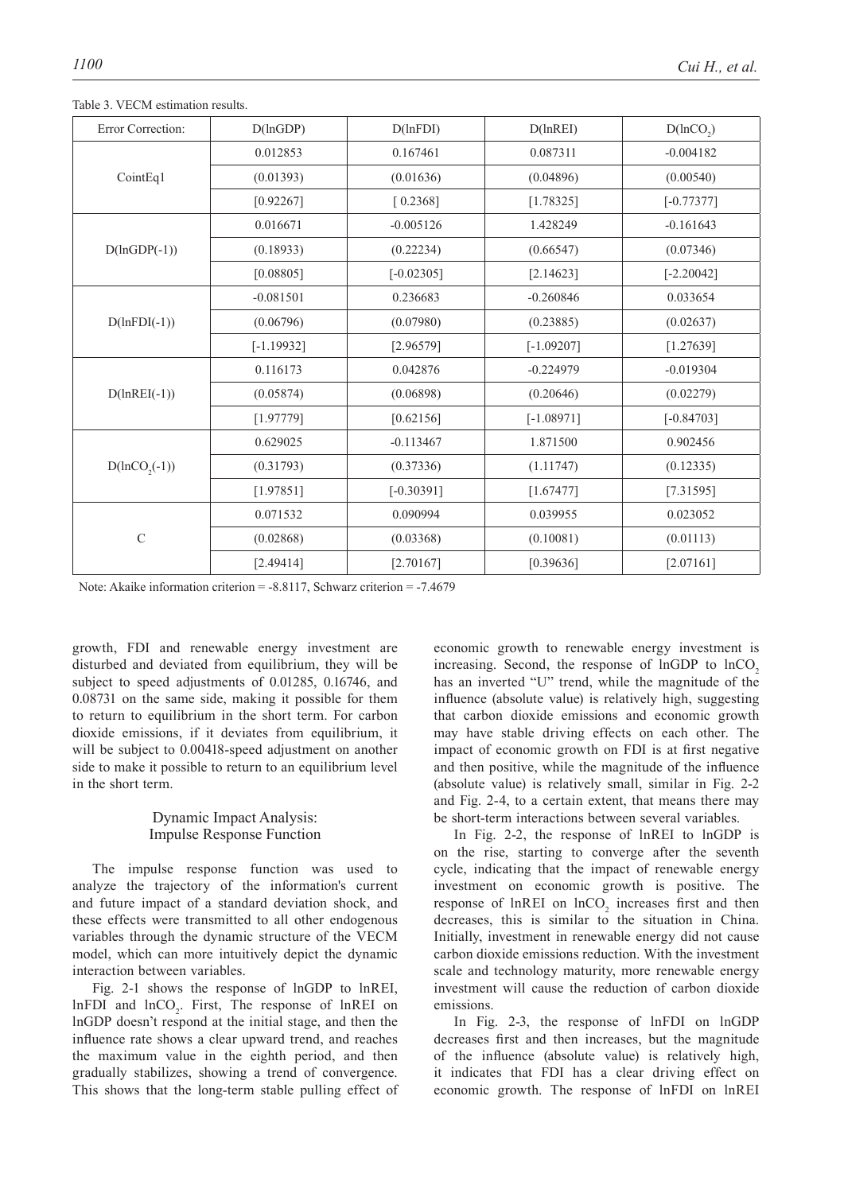Table 3. VECM estimation results.

| Error Correction: | D(lnGDP) | D(lnFDI) | D(lnREI) | D($lnCO_2$) |
|---|---|---|---|---|
| CointEq1 | 0.012853 | 0.167461 | 0.087311 | -0.004182 |
| | (0.01393) | (0.01636) | (0.04896) | (0.00540) |
| | [0.92267] | [ 0.2368] | [1.78325] | [-0.77377] |
| D(lnGDP(-1)) | 0.016671 | -0.005126 | 1.428249 | -0.161643 |
| | (0.18933) | (0.22234) | (0.66547) | (0.07346) |
| | [0.08805] | [-0.02305] | [2.14623] | [-2.20042] |
| D(lnFDI(-1)) | -0.081501 | 0.236683 | -0.260846 | 0.033654 |
| | (0.06796) | (0.07980) | (0.23885) | (0.02637) |
| | [-1.19932] | [2.96579] | [-1.09207] | [1.27639] |
| D(lnREI(-1)) | 0.116173 | 0.042876 | -0.224979 | -0.019304 |
| | (0.05874) | (0.06898) | (0.20646) | (0.02279) |
| | [1.97779] | [0.62156] | [-1.08971] | [-0.84703] |
| D($lnCO_2$(-1)) | 0.629025 | -0.113467 | 1.871500 | 0.902456 |
| | (0.31793) | (0.37336) | (1.11747) | (0.12335) |
| | [1.97851] | [-0.30391] | [1.67477] | [7.31595] |
| C | 0.071532 | 0.090994 | 0.039955 | 0.023052 |
| | (0.02868) | (0.03368) | (0.10081) | (0.01113) |
| | [2.49414] | [2.70167] | [0.39636] | [2.07161] |

Note: Akaike information criterion = -8.8117, Schwarz criterion = -7.4679

growth, FDI and renewable energy investment are disturbed and deviated from equilibrium, they will be subject to speed adjustments of 0.01285, 0.16746, and 0.08731 on the same side, making it possible for them to return to equilibrium in the short term. For carbon dioxide emissions, if it deviates from equilibrium, it will be subject to 0.00418-speed adjustment on another side to make it possible to return to an equilibrium level in the short term.

## Dynamic Impact Analysis: Impulse Response Function

The impulse response function was used to analyze the trajectory of the information's current and future impact of a standard deviation shock, and these effects were transmitted to all other endogenous variables through the dynamic structure of the VECM model, which can more intuitively depict the dynamic interaction between variables.

Fig. 2-1 shows the response of lnGDP to lnREI, lnFDI and $lnCO_2$. First, The response of lnREI on lnGDP doesn't respond at the initial stage, and then the influence rate shows a clear upward trend, and reaches the maximum value in the eighth period, and then gradually stabilizes, showing a trend of convergence. This shows that the long-term stable pulling effect of economic growth to renewable energy investment is increasing. Second, the response of lnGDP to $lnCO_2$ has an inverted "U" trend, while the magnitude of the influence (absolute value) is relatively high, suggesting that carbon dioxide emissions and economic growth may have stable driving effects on each other. The impact of economic growth on FDI is at first negative and then positive, while the magnitude of the influence (absolute value) is relatively small, similar in Fig. 2-2 and Fig. 2-4, to a certain extent, that means there may be short-term interactions between several variables.

In Fig. 2-2, the response of lnREI to lnGDP is on the rise, starting to converge after the seventh cycle, indicating that the impact of renewable energy investment on economic growth is positive. The response of lnREI on $lnCO_2$ increases first and then decreases, this is similar to the situation in China. Initially, investment in renewable energy did not cause carbon dioxide emissions reduction. With the investment scale and technology maturity, more renewable energy investment will cause the reduction of carbon dioxide emissions.

In Fig. 2-3, the response of lnFDI on lnGDP decreases first and then increases, but the magnitude of the influence (absolute value) is relatively high, it indicates that FDI has a clear driving effect on economic growth. The response of lnFDI on lnREI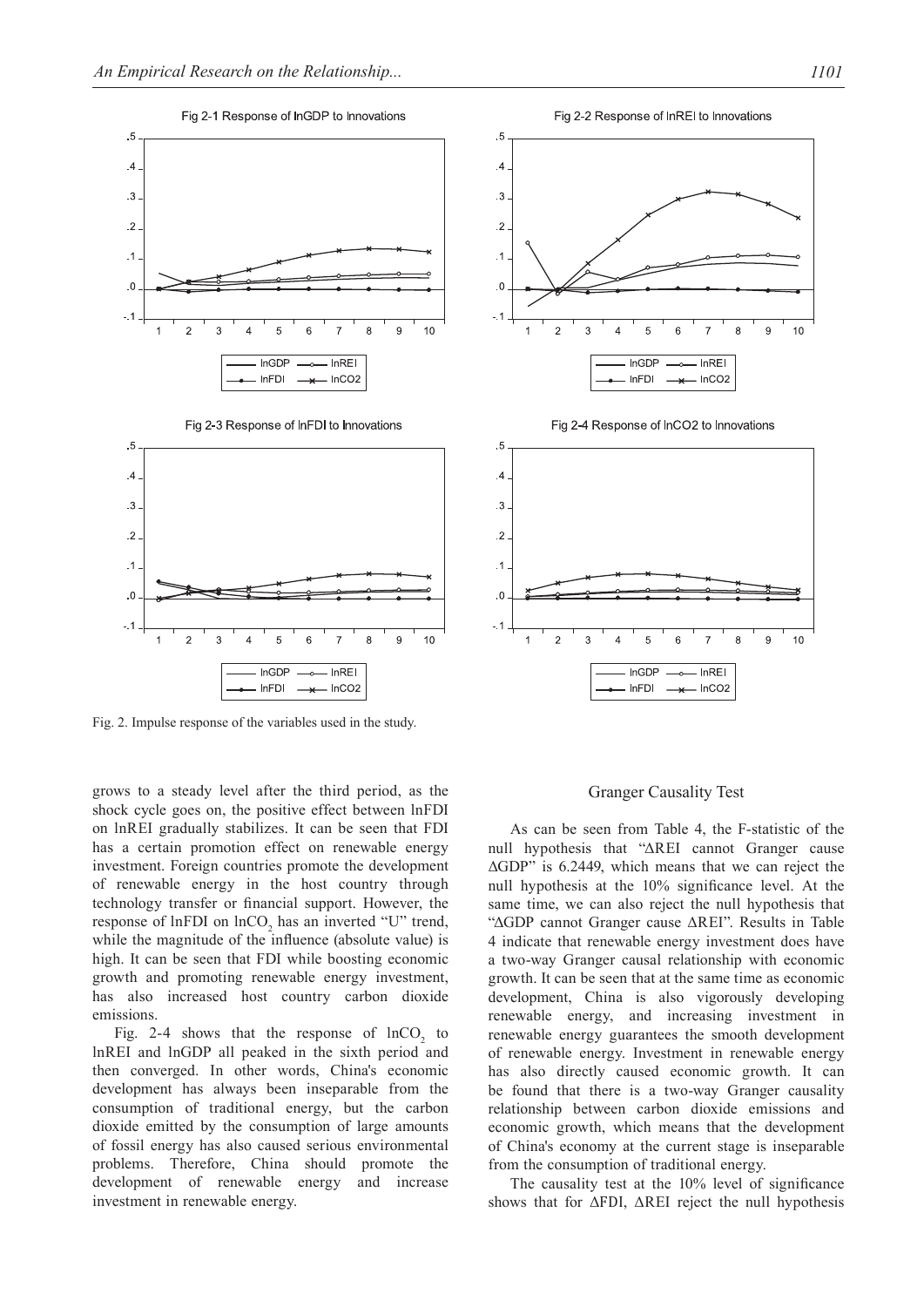Fig. 2. Impulse response of the variables used in the study.

grows to a steady level after the third period, as the shock cycle goes on, the positive effect between lnFDI on lnREI gradually stabilizes. It can be seen that FDI has a certain promotion effect on renewable energy investment. Foreign countries promote the development of renewable energy in the host country through technology transfer or financial support. However, the response of lnFDI on $lnCO_2$ has an inverted "U" trend, while the magnitude of the influence (absolute value) is high. It can be seen that FDI while boosting economic growth and promoting renewable energy investment, has also increased host country carbon dioxide emissions.

Fig. 2-4 shows that the response of $lnCO_2$ to lnREI and lnGDP all peaked in the sixth period and then converged. In other words, China's economic development has always been inseparable from the consumption of traditional energy, but the carbon dioxide emitted by the consumption of large amounts of fossil energy has also caused serious environmental problems. Therefore, China should promote the development of renewable energy and increase investment in renewable energy.

## Granger Causality Test

As can be seen from Table 4, the F-statistic of the null hypothesis that "ΔREI cannot Granger cause ΔGDP" is 6.2449, which means that we can reject the null hypothesis at the 10% significance level. At the same time, we can also reject the null hypothesis that "ΔGDP cannot Granger cause ΔREI". Results in Table 4 indicate that renewable energy investment does have a two-way Granger causal relationship with economic growth. It can be seen that at the same time as economic development, China is also vigorously developing renewable energy, and increasing investment in renewable energy guarantees the smooth development of renewable energy. Investment in renewable energy has also directly caused economic growth. It can be found that there is a two-way Granger causality relationship between carbon dioxide emissions and economic growth, which means that the development of China's economy at the current stage is inseparable from the consumption of traditional energy.

The causality test at the 10% level of significance shows that for ΔFDI, ΔREI reject the null hypothesis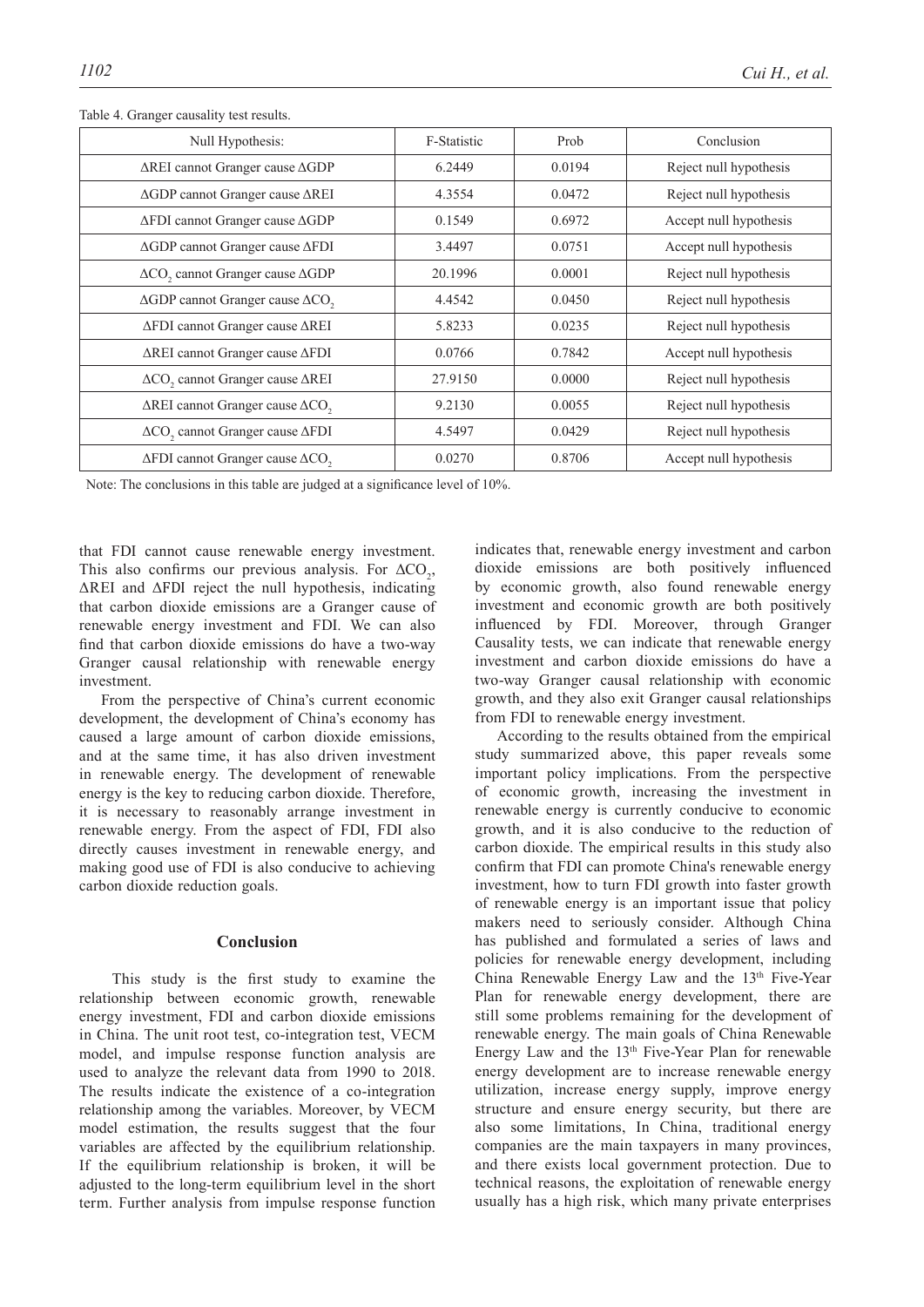Table 4. Granger causality test results.

| Null Hypothesis: | F-Statistic | Prob | Conclusion |
|---|---|---|---|
| ΔREI cannot Granger cause ΔGDP | 6.2449 | 0.0194 | Reject null hypothesis |
| ΔGDP cannot Granger cause ΔREI | 4.3554 | 0.0472 | Reject null hypothesis |
| ΔFDI cannot Granger cause ΔGDP | 0.1549 | 0.6972 | Accept null hypothesis |
| ΔGDP cannot Granger cause ΔFDI | 3.4497 | 0.0751 | Accept null hypothesis |
| $\Delta CO_2$ cannot Granger cause ΔGDP | 20.1996 | 0.0001 | Reject null hypothesis |
| ΔGDP cannot Granger cause $\Delta CO_2$ | 4.4542 | 0.0450 | Reject null hypothesis |
| ΔFDI cannot Granger cause ΔREI | 5.8233 | 0.0235 | Reject null hypothesis |
| ΔREI cannot Granger cause ΔFDI | 0.0766 | 0.7842 | Accept null hypothesis |
| $\Delta CO_2$ cannot Granger cause ΔREI | 27.9150 | 0.0000 | Reject null hypothesis |
| ΔREI cannot Granger cause $\Delta CO_2$ | 9.2130 | 0.0055 | Reject null hypothesis |
| $\Delta CO_2$ cannot Granger cause ΔFDI | 4.5497 | 0.0429 | Reject null hypothesis |
| ΔFDI cannot Granger cause $\Delta CO_2$ | 0.0270 | 0.8706 | Accept null hypothesis |

Note: The conclusions in this table are judged at a significance level of 10%.

that FDI cannot cause renewable energy investment. This also confirms our previous analysis. For $\Delta CO_2$, ΔREI and ΔFDI reject the null hypothesis, indicating that carbon dioxide emissions are a Granger cause of renewable energy investment and FDI. We can also find that carbon dioxide emissions do have a two-way Granger causal relationship with renewable energy investment.

From the perspective of China's current economic development, the development of China's economy has caused a large amount of carbon dioxide emissions, and at the same time, it has also driven investment in renewable energy. The development of renewable energy is the key to reducing carbon dioxide. Therefore, it is necessary to reasonably arrange investment in renewable energy. From the aspect of FDI, FDI also directly causes investment in renewable energy, and making good use of FDI is also conducive to achieving carbon dioxide reduction goals.

## Conclusion

This study is the first study to examine the relationship between economic growth, renewable energy investment, FDI and carbon dioxide emissions in China. The unit root test, co-integration test, VECM model, and impulse response function analysis are used to analyze the relevant data from 1990 to 2018. The results indicate the existence of a co-integration relationship among the variables. Moreover, by VECM model estimation, the results suggest that the four variables are affected by the equilibrium relationship. If the equilibrium relationship is broken, it will be adjusted to the long-term equilibrium level in the short term. Further analysis from impulse response function indicates that, renewable energy investment and carbon dioxide emissions are both positively influenced by economic growth, also found renewable energy investment and economic growth are both positively influenced by FDI. Moreover, through Granger Causality tests, we can indicate that renewable energy investment and carbon dioxide emissions do have a two-way Granger causal relationship with economic growth, and they also exit Granger causal relationships from FDI to renewable energy investment.

According to the results obtained from the empirical study summarized above, this paper reveals some important policy implications. From the perspective of economic growth, increasing the investment in renewable energy is currently conducive to economic growth, and it is also conducive to the reduction of carbon dioxide. The empirical results in this study also confirm that FDI can promote China's renewable energy investment, how to turn FDI growth into faster growth of renewable energy is an important issue that policy makers need to seriously consider. Although China has published and formulated a series of laws and policies for renewable energy development, including China Renewable Energy Law and the 13th Five-Year Plan for renewable energy development, there are still some problems remaining for the development of renewable energy. The main goals of China Renewable Energy Law and the 13th Five-Year Plan for renewable energy development are to increase renewable energy utilization, increase energy supply, improve energy structure and ensure energy security, but there are also some limitations, In China, traditional energy companies are the main taxpayers in many provinces, and there exists local government protection. Due to technical reasons, the exploitation of renewable energy usually has a high risk, which many private enterprises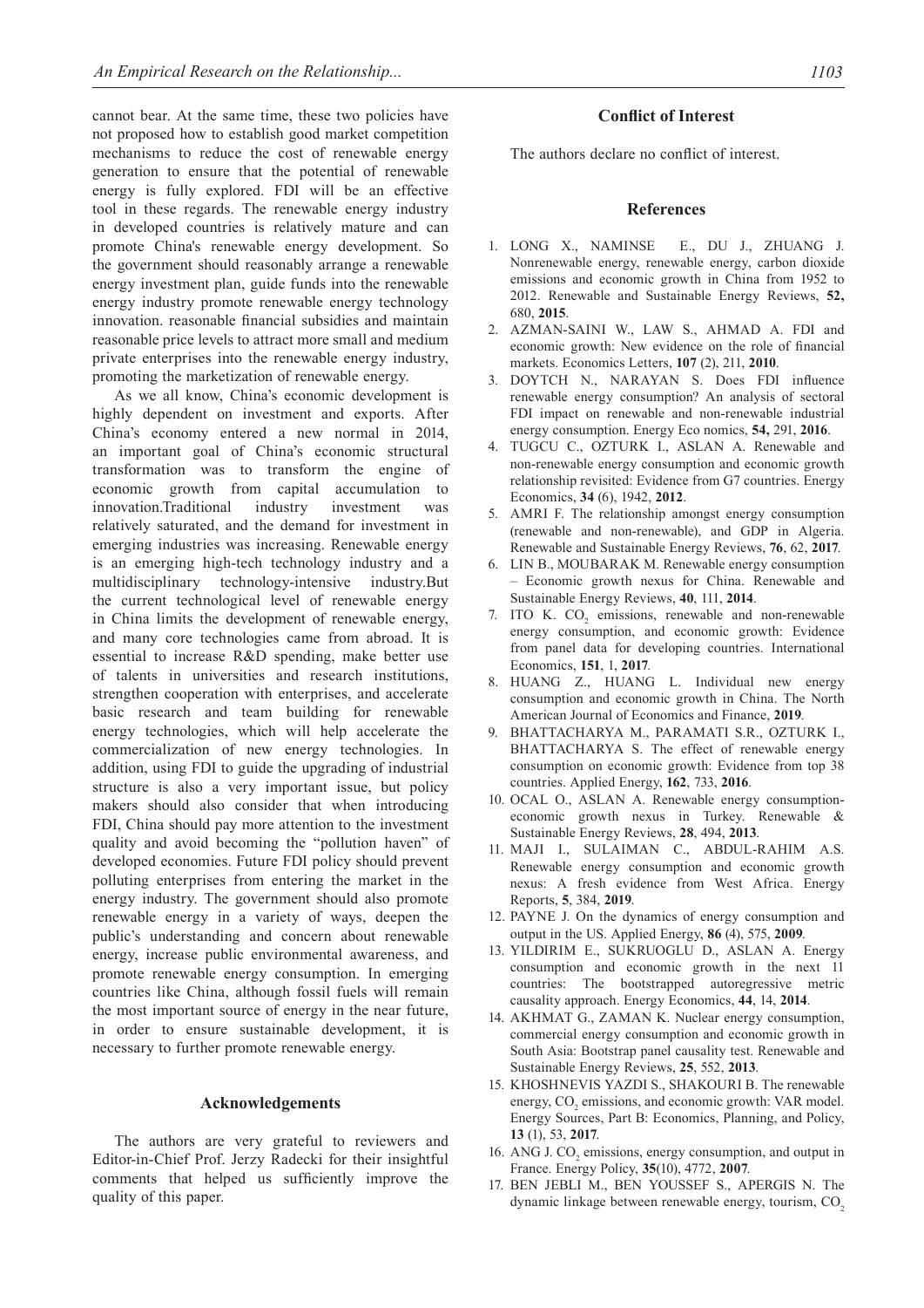cannot bear. At the same time, these two policies have not proposed how to establish good market competition mechanisms to reduce the cost of renewable energy generation to ensure that the potential of renewable energy is fully explored. FDI will be an effective tool in these regards. The renewable energy industry in developed countries is relatively mature and can promote China's renewable energy development. So the government should reasonably arrange a renewable energy investment plan, guide funds into the renewable energy industry promote renewable energy technology innovation. reasonable financial subsidies and maintain reasonable price levels to attract more small and medium private enterprises into the renewable energy industry, promoting the marketization of renewable energy.

As we all know, China's economic development is highly dependent on investment and exports. After China's economy entered a new normal in 2014, an important goal of China's economic structural transformation was to transform the engine of economic growth from capital accumulation to innovation.Traditional industry investment was relatively saturated, and the demand for investment in emerging industries was increasing. Renewable energy is an emerging high-tech technology industry and a multidisciplinary technology-intensive industry.But the current technological level of renewable energy in China limits the development of renewable energy, and many core technologies came from abroad. It is essential to increase R&D spending, make better use of talents in universities and research institutions, strengthen cooperation with enterprises, and accelerate basic research and team building for renewable energy technologies, which will help accelerate the commercialization of new energy technologies. In addition, using FDI to guide the upgrading of industrial structure is also a very important issue, but policy makers should also consider that when introducing FDI, China should pay more attention to the investment quality and avoid becoming the "pollution haven" of developed economies. Future FDI policy should prevent polluting enterprises from entering the market in the energy industry. The government should also promote renewable energy in a variety of ways, deepen the public's understanding and concern about renewable energy, increase public environmental awareness, and promote renewable energy consumption. In emerging countries like China, although fossil fuels will remain the most important source of energy in the near future, in order to ensure sustainable development, it is necessary to further promote renewable energy.

## Acknowledgements

The authors are very grateful to reviewers and Editor-in-Chief Prof. Jerzy Radecki for their insightful comments that helped us sufficiently improve the quality of this paper.

## Conflict of Interest

The authors declare no conflict of interest.

## References

1. LONG X., NAMINSE E., DU J., ZHUANG J. Nonrenewable energy, renewable energy, carbon dioxide emissions and economic growth in China from 1952 to 2012. Renewable and Sustainable Energy Reviews, **52,** 680, **2015**.
2. AZMAN-SAINI W., LAW S., AHMAD A. FDI and economic growth: New evidence on the role of financial markets. Economics Letters, **107** (2), 211, **2010**.
3. DOYTCH N., NARAYAN S. Does FDI influence renewable energy consumption? An analysis of sectoral FDI impact on renewable and non-renewable industrial energy consumption. Energy Eco nomics, **54,** 291, **2016**.
4. TUGCU C., OZTURK I., ASLAN A. Renewable and non-renewable energy consumption and economic growth relationship revisited: Evidence from G7 countries. Energy Economics, **34** (6), 1942, **2012**.
5. AMRI F. The relationship amongst energy consumption (renewable and non-renewable), and GDP in Algeria. Renewable and Sustainable Energy Reviews, **76**, 62, **2017**.
6. LIN B., MOUBARAK M. Renewable energy consumption – Economic growth nexus for China. Renewable and Sustainable Energy Reviews, **40**, 111, **2014**.
7. ITO K. $CO_2$ emissions, renewable and non-renewable energy consumption, and economic growth: Evidence from panel data for developing countries. International Economics, **151**, 1, **2017**.
8. HUANG Z., HUANG L. Individual new energy consumption and economic growth in China. The North American Journal of Economics and Finance, **2019**.
9. BHATTACHARYA M., PARAMATI S.R., OZTURK I., BHATTACHARYA S. The effect of renewable energy consumption on economic growth: Evidence from top 38 countries. Applied Energy, **162**, 733, **2016**.
10. OCAL O., ASLAN A. Renewable energy consumption-economic growth nexus in Turkey. Renewable & Sustainable Energy Reviews, **28**, 494, **2013**.
11. MAJI I., SULAIMAN C., ABDUL-RAHIM A.S. Renewable energy consumption and economic growth nexus: A fresh evidence from West Africa. Energy Reports, **5**, 384, **2019**.
12. PAYNE J. On the dynamics of energy consumption and output in the US. Applied Energy, **86** (4), 575, **2009**.
13. YILDIRIM E., SUKRUOGLU D., ASLAN A. Energy consumption and economic growth in the next 11 countries: The bootstrapped autoregressive metric causality approach. Energy Economics, **44**, 14, **2014**.
14. AKHMAT G., ZAMAN K. Nuclear energy consumption, commercial energy consumption and economic growth in South Asia: Bootstrap panel causality test. Renewable and Sustainable Energy Reviews, **25**, 552, **2013**.
15. KHOSHNEVIS YAZDI S., SHAKOURI B. The renewable energy, $CO_2$ emissions, and economic growth: VAR model. Energy Sources, Part B: Economics, Planning, and Policy, **13** (1), 53, **2017**.
16. ANG J. $CO_2$ emissions, energy consumption, and output in France. Energy Policy, **35**(10), 4772, **2007**.
17. BEN JEBLI M., BEN YOUSSEF S., APERGIS N. The dynamic linkage between renewable energy, tourism, $CO_2$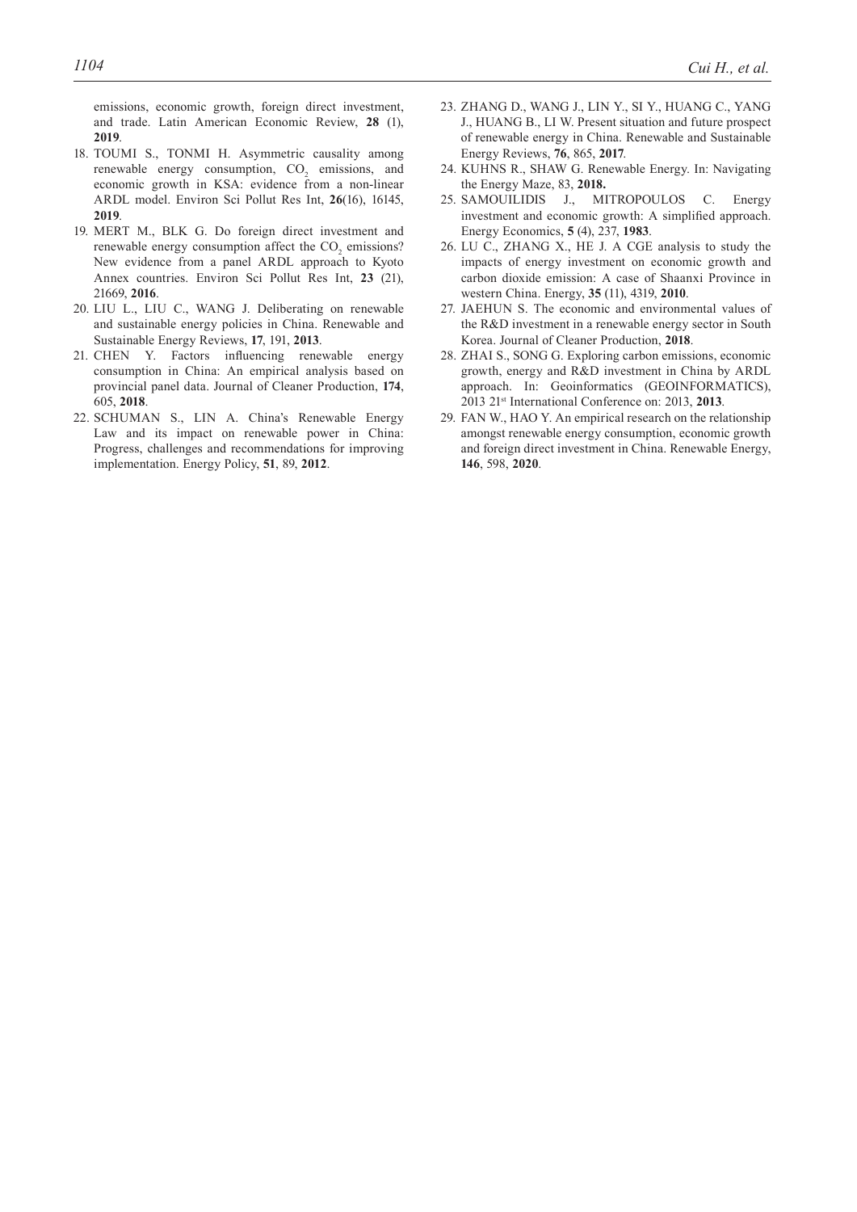emissions, economic growth, foreign direct investment, and trade. Latin American Economic Review, **28** (1), **2019**.

18. TOUMI S., TONMI H. Asymmetric causality among renewable energy consumption, $CO_2$ emissions, and economic growth in KSA: evidence from a non-linear ARDL model. Environ Sci Pollut Res Int, **26**(16), 16145, **2019**.
19. MERT M., BLK G. Do foreign direct investment and renewable energy consumption affect the $CO_2$ emissions? New evidence from a panel ARDL approach to Kyoto Annex countries. Environ Sci Pollut Res Int, **23** (21), 21669, **2016**.
20. LIU L., LIU C., WANG J. Deliberating on renewable and sustainable energy policies in China. Renewable and Sustainable Energy Reviews, **17**, 191, **2013**.
21. CHEN Y. Factors influencing renewable energy consumption in China: An empirical analysis based on provincial panel data. Journal of Cleaner Production, **174**, 605, **2018**.
22. SCHUMAN S., LIN A. China's Renewable Energy Law and its impact on renewable power in China: Progress, challenges and recommendations for improving implementation. Energy Policy, **51**, 89, **2012**.
23. ZHANG D., WANG J., LIN Y., SI Y., HUANG C., YANG J., HUANG B., LI W. Present situation and future prospect of renewable energy in China. Renewable and Sustainable Energy Reviews, **76**, 865, **2017**.
24. KUHNS R., SHAW G. Renewable Energy. In: Navigating the Energy Maze, 83, **2018.**
25. SAMOUILIDIS J., MITROPOULOS C. Energy investment and economic growth: A simplified approach. Energy Economics, **5** (4), 237, **1983**.
26. LU C., ZHANG X., HE J. A CGE analysis to study the impacts of energy investment on economic growth and carbon dioxide emission: A case of Shaanxi Province in western China. Energy, **35** (11), 4319, **2010**.
27. JAEHUN S. The economic and environmental values of the R&D investment in a renewable energy sector in South Korea. Journal of Cleaner Production, **2018**.
28. ZHAI S., SONG G. Exploring carbon emissions, economic growth, energy and R&D investment in China by ARDL approach. In: Geoinformatics (GEOINFORMATICS), 2013 21st International Conference on: 2013, **2013**.
29. FAN W., HAO Y. An empirical research on the relationship amongst renewable energy consumption, economic growth and foreign direct investment in China. Renewable Energy, **146**, 598, **2020**.